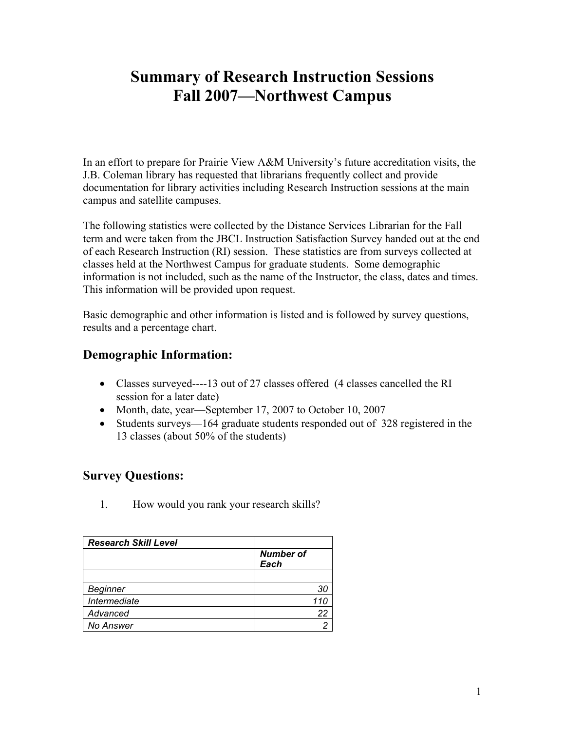# Summary of Research Instruction Sessions
# Fall 2007—Northwest Campus

In an effort to prepare for Prairie View A&M University's future accreditation visits, the J.B. Coleman library has requested that librarians frequently collect and provide documentation for library activities including Research Instruction sessions at the main campus and satellite campuses.

The following statistics were collected by the Distance Services Librarian for the Fall term and were taken from the JBCL Instruction Satisfaction Survey handed out at the end of each Research Instruction (RI) session. These statistics are from surveys collected at classes held at the Northwest Campus for graduate students. Some demographic information is not included, such as the name of the Instructor, the class, dates and times. This information will be provided upon request.

Basic demographic and other information is listed and is followed by survey questions, results and a percentage chart.

## Demographic Information:

- Classes surveyed----13 out of 27 classes offered (4 classes cancelled the RI session for a later date)
- Month, date, year—September 17, 2007 to October 10, 2007
- Students surveys—164 graduate students responded out of 328 registered in the 13 classes (about 50% of the students)

## Survey Questions:

1. How would you rank your research skills?

| *Research Skill Level* | |
|---|---|
| | *Number of Each* |
| | |
| *Beginner* | *30* |
| *Intermediate* | *110* |
| *Advanced* | *22* |
| *No Answer* | *2* |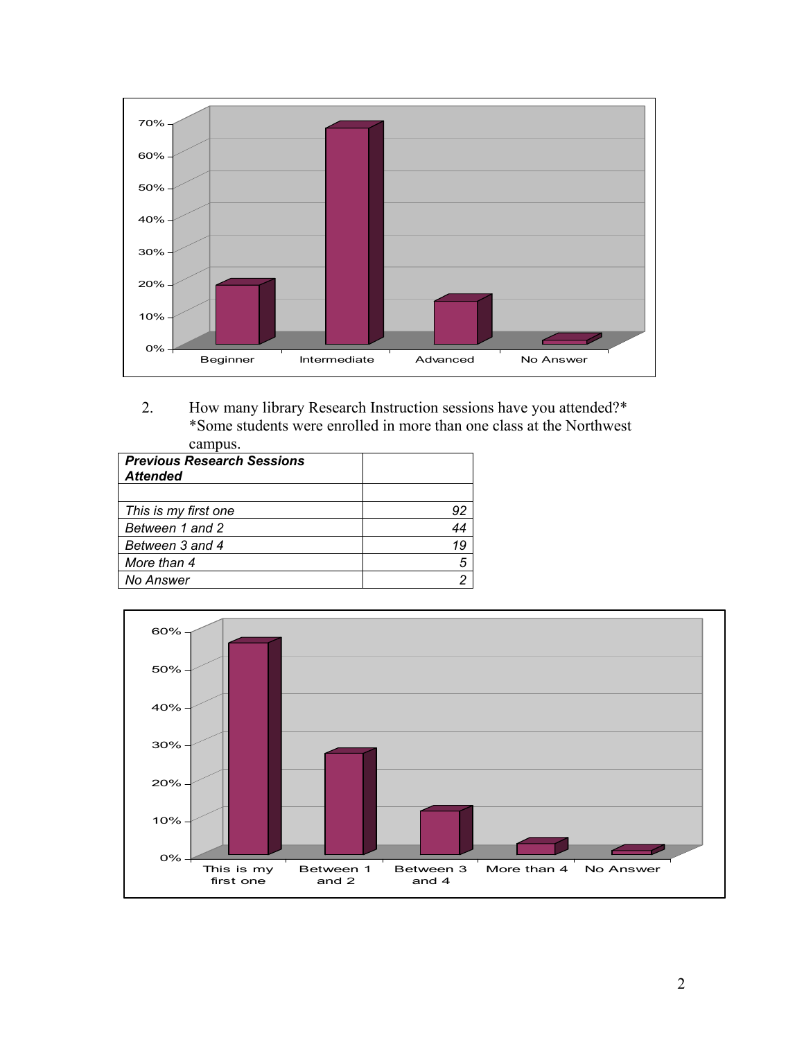2. How many library Research Instruction sessions have you attended?*
*Some students were enrolled in more than one class at the Northwest campus.

| ***Previous Research Sessions Attended*** | |
|---|---|
| | |
| *This is my first one* | *92* |
| *Between 1 and 2* | *44* |
| *Between 3 and 4* | *19* |
| *More than 4* | *5* |
| *No Answer* | *2* |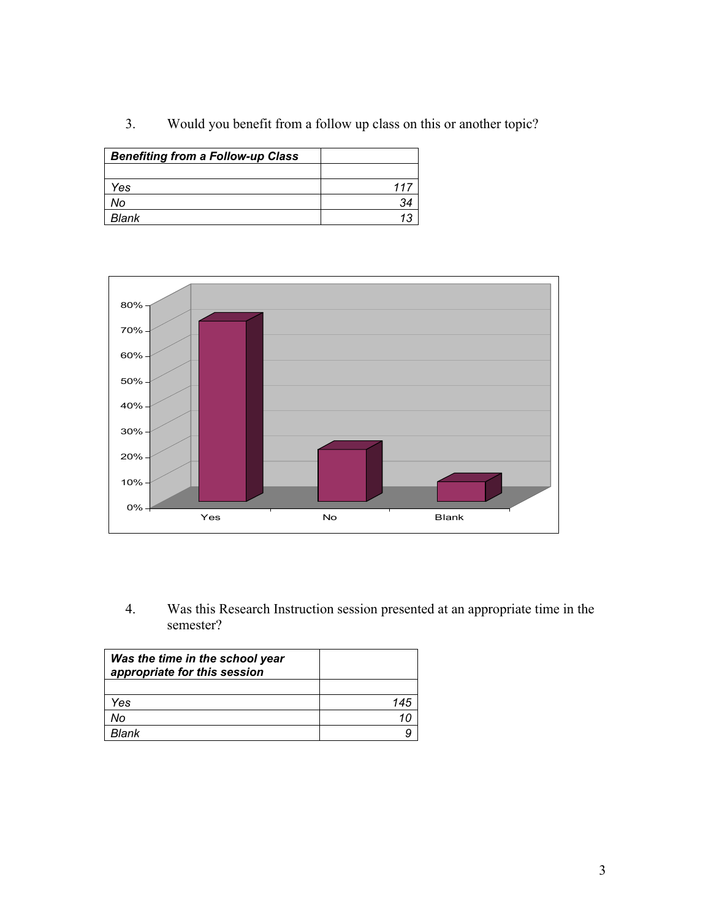3. Would you benefit from a follow up class on this or another topic?

| ***Benefiting from a Follow-up Class*** | |
|---|---|
| | |
| *Yes* | *117* |
| *No* | *34* |
| *Blank* | *13* |

4. Was this Research Instruction session presented at an appropriate time in the semester?

| ***Was the time in the school year appropriate for this session*** | |
|---|---|
| | |
| *Yes* | *145* |
| *No* | *10* |
| *Blank* | *9* |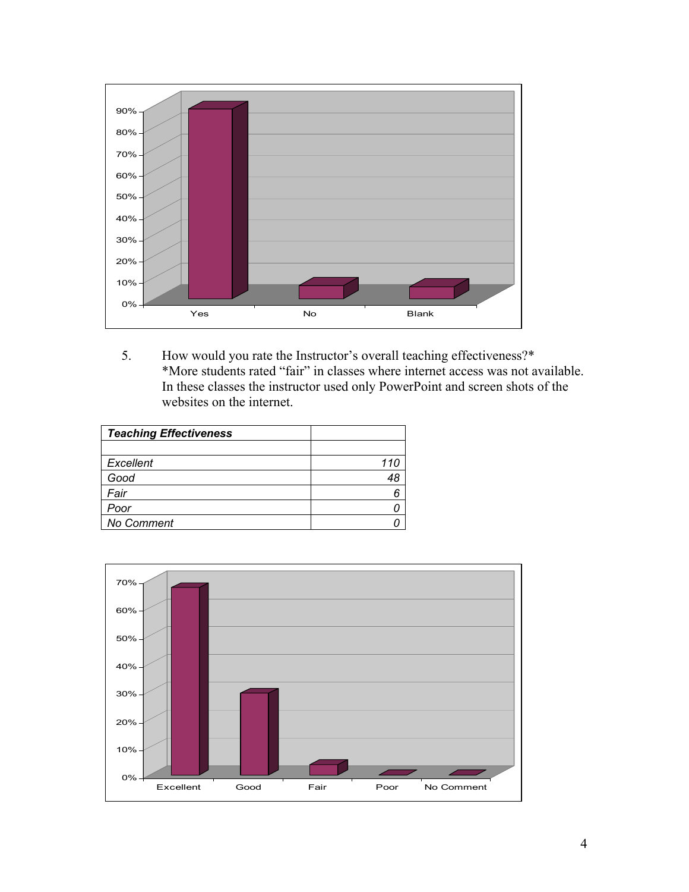5. How would you rate the Instructor's overall teaching effectiveness?*
*More students rated "fair" in classes where internet access was not available. In these classes the instructor used only PowerPoint and screen shots of the websites on the internet.

| ***Teaching Effectiveness*** | |
|---|---|
| | |
| *Excellent* | *110* |
| *Good* | *48* |
| *Fair* | *6* |
| *Poor* | *0* |
| *No Comment* | *0* |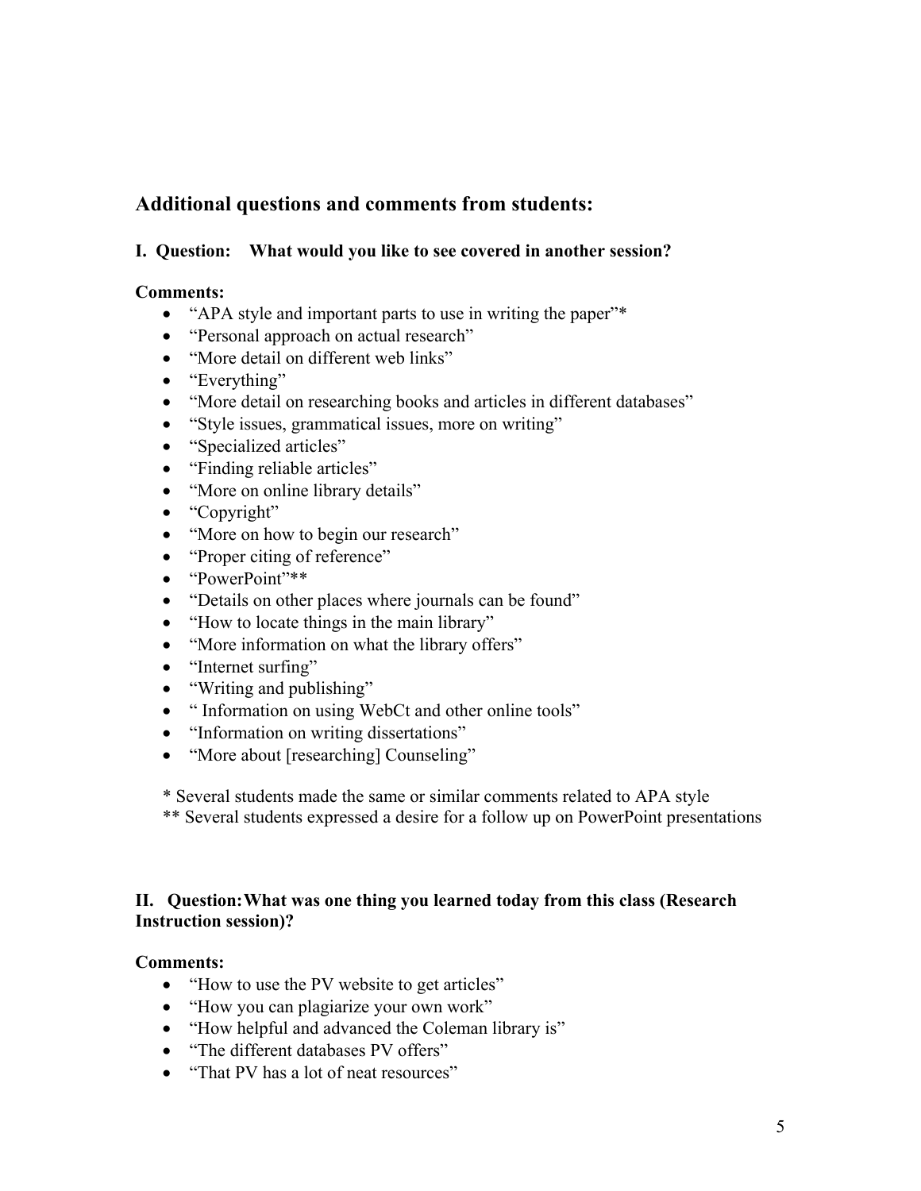## Additional questions and comments from students:

### I. Question: What would you like to see covered in another session?

**Comments:**

- "APA style and important parts to use in writing the paper"*
- "Personal approach on actual research"
- "More detail on different web links"
- "Everything"
- "More detail on researching books and articles in different databases"
- "Style issues, grammatical issues, more on writing"
- "Specialized articles"
- "Finding reliable articles"
- "More on online library details"
- "Copyright"
- "More on how to begin our research"
- "Proper citing of reference"
- "PowerPoint"**
- "Details on other places where journals can be found"
- "How to locate things in the main library"
- "More information on what the library offers"
- "Internet surfing"
- "Writing and publishing"
- " Information on using WebCt and other online tools"
- "Information on writing dissertations"
- "More about [researching] Counseling"

\* Several students made the same or similar comments related to APA style

\** Several students expressed a desire for a follow up on PowerPoint presentations

### II. Question: What was one thing you learned today from this class (Research Instruction session)?

**Comments:**

- "How to use the PV website to get articles"
- "How you can plagiarize your own work"
- "How helpful and advanced the Coleman library is"
- "The different databases PV offers"
- "That PV has a lot of neat resources"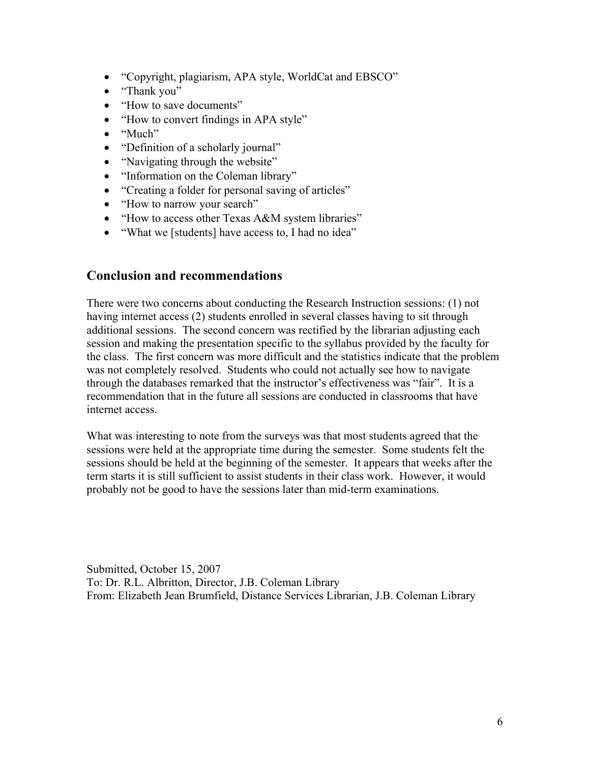- “Copyright, plagiarism, APA style, WorldCat and EBSCO”
- “Thank you”
- “How to save documents”
- “How to convert findings in APA style”
- “Much”
- “Definition of a scholarly journal”
- “Navigating through the website”
- “Information on the Coleman library”
- “Creating a folder for personal saving of articles”
- “How to narrow your search”
- “How to access other Texas A&M system libraries”
- “What we [students] have access to, I had no idea”

## Conclusion and recommendations

There were two concerns about conducting the Research Instruction sessions: (1) not having internet access (2) students enrolled in several classes having to sit through additional sessions. The second concern was rectified by the librarian adjusting each session and making the presentation specific to the syllabus provided by the faculty for the class. The first concern was more difficult and the statistics indicate that the problem was not completely resolved. Students who could not actually see how to navigate through the databases remarked that the instructor’s effectiveness was “fair”. It is a recommendation that in the future all sessions are conducted in classrooms that have internet access.

What was interesting to note from the surveys was that most students agreed that the sessions were held at the appropriate time during the semester. Some students felt the sessions should be held at the beginning of the semester. It appears that weeks after the term starts it is still sufficient to assist students in their class work. However, it would probably not be good to have the sessions later than mid-term examinations.

Submitted, October 15, 2007
To: Dr. R.L. Albritton, Director, J.B. Coleman Library
From: Elizabeth Jean Brumfield, Distance Services Librarian, J.B. Coleman Library